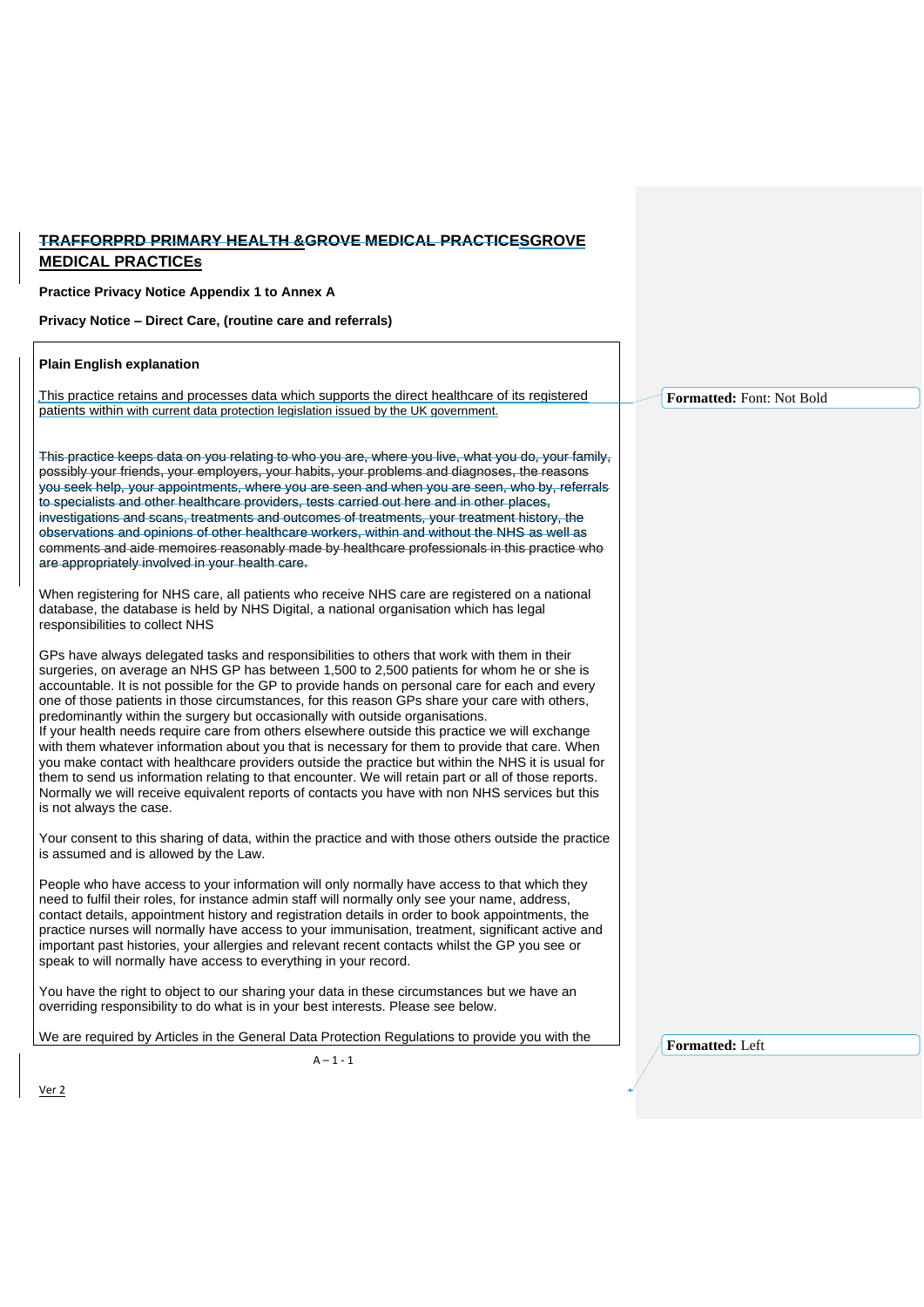# ~~TRAFFORPRD PRIMARY HEALTH &GROVE MEDICAL PRACTICES~~GROVE MEDICAL PRACTICE~~s~~

**Practice Privacy Notice Appendix 1 to Annex A**

**Privacy Notice – Direct Care, (routine care and referrals)**

**Plain English explanation**

This practice retains and processes data which supports the direct healthcare of its registered patients within with current data protection legislation issued by the UK government.

~~This practice keeps data on you relating to who you are, where you live, what you do, your family, possibly your friends, your employers, your habits, your problems and diagnoses, the reasons you seek help, your appointments, where you are seen and when you are seen, who by, referrals to specialists and other healthcare providers, tests carried out here and in other places, investigations and scans, treatments and outcomes of treatments, your treatment history, the observations and opinions of other healthcare workers, within and without the NHS as well as comments and aide memoires reasonably made by healthcare professionals in this practice who are appropriately involved in your health care.~~

When registering for NHS care, all patients who receive NHS care are registered on a national database, the database is held by NHS Digital, a national organisation which has legal responsibilities to collect NHS

GPs have always delegated tasks and responsibilities to others that work with them in their surgeries, on average an NHS GP has between 1,500 to 2,500 patients for whom he or she is accountable. It is not possible for the GP to provide hands on personal care for each and every one of those patients in those circumstances, for this reason GPs share your care with others, predominantly within the surgery but occasionally with outside organisations.
If your health needs require care from others elsewhere outside this practice we will exchange with them whatever information about you that is necessary for them to provide that care. When you make contact with healthcare providers outside the practice but within the NHS it is usual for them to send us information relating to that encounter. We will retain part or all of those reports. Normally we will receive equivalent reports of contacts you have with non NHS services but this is not always the case.

Your consent to this sharing of data, within the practice and with those others outside the practice is assumed and is allowed by the Law.

People who have access to your information will only normally have access to that which they need to fulfil their roles, for instance admin staff will normally only see your name, address, contact details, appointment history and registration details in order to book appointments, the practice nurses will normally have access to your immunisation, treatment, significant active and important past histories, your allergies and relevant recent contacts whilst the GP you see or speak to will normally have access to everything in your record.

You have the right to object to our sharing your data in these circumstances but we have an overriding responsibility to do what is in your best interests. Please see below.

We are required by Articles in the General Data Protection Regulations to provide you with the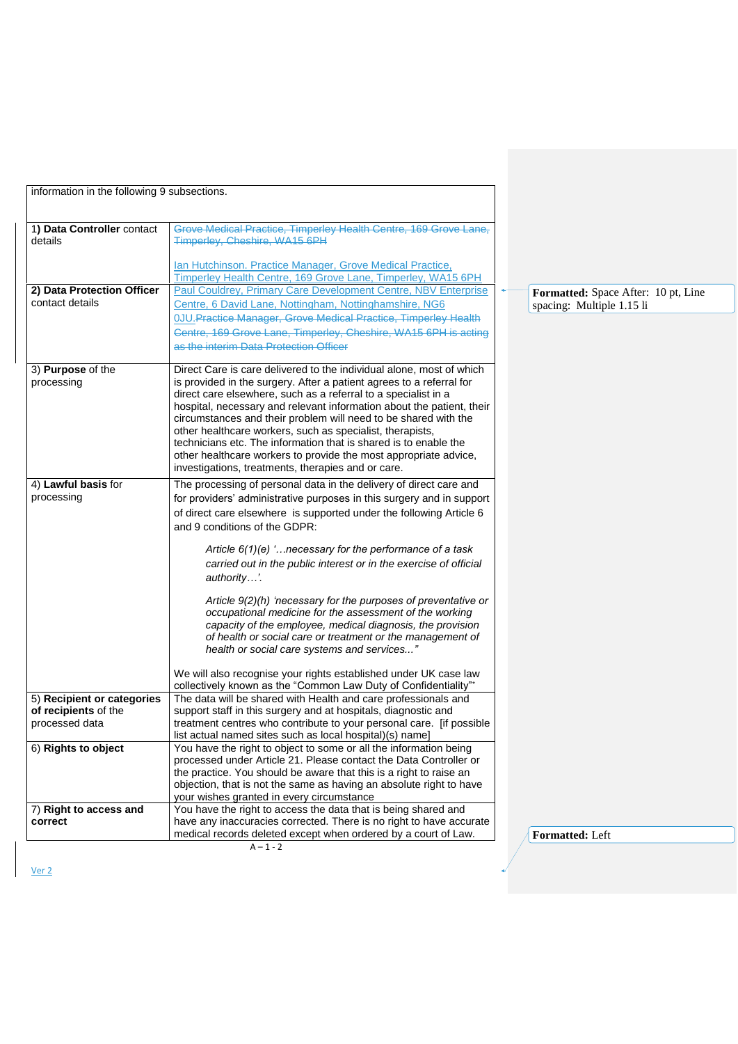| information in the following 9 subsections. | |
|---|---|
| 1) **Data Controller** contact details | ~~Grove Medical Practice, Timperley Health Centre, 169 Grove Lane, Timperley, Cheshire, WA15 6PH~~ Ian Hutchinson. Practice Manager, Grove Medical Practice, Timperley Health Centre, 169 Grove Lane, Timperley, WA15 6PH |
| **2) Data Protection Officer** contact details | Paul Couldrey, Primary Care Development Centre, NBV Enterprise Centre, 6 David Lane, Nottingham, Nottinghamshire, NG6 0JU.~~Practice Manager, Grove Medical Practice, Timperley Health Centre, 169 Grove Lane, Timperley, Cheshire, WA15 6PH is acting as the interim Data Protection Officer~~ |
| 3) **Purpose** of the processing | Direct Care is care delivered to the individual alone, most of which is provided in the surgery. After a patient agrees to a referral for direct care elsewhere, such as a referral to a specialist in a hospital, necessary and relevant information about the patient, their circumstances and their problem will need to be shared with the other healthcare workers, such as specialist, therapists, technicians etc. The information that is shared is to enable the other healthcare workers to provide the most appropriate advice, investigations, treatments, therapies and or care. |
| 4) **Lawful basis** for processing | The processing of personal data in the delivery of direct care and for providers' administrative purposes in this surgery and in support of direct care elsewhere is supported under the following Article 6 and 9 conditions of the GDPR:<br><br>*Article 6(1)(e) '…necessary for the performance of a task carried out in the public interest or in the exercise of official authority…'.*<br><br>*Article 9(2)(h) 'necessary for the purposes of preventative or occupational medicine for the assessment of the working capacity of the employee, medical diagnosis, the provision of health or social care or treatment or the management of health or social care systems and services..."*<br><br>We will also recognise your rights established under UK case law collectively known as the "Common Law Duty of Confidentiality"* |
| 5) **Recipient or categories of recipients** of the processed data | The data will be shared with Health and care professionals and support staff in this surgery and at hospitals, diagnostic and treatment centres who contribute to your personal care. [if possible list actual named sites such as local hospital)(s) name] |
| 6) **Rights to object** | You have the right to object to some or all the information being processed under Article 21. Please contact the Data Controller or the practice. You should be aware that this is a right to raise an objection, that is not the same as having an absolute right to have your wishes granted in every circumstance |
| 7) **Right to access and correct** | You have the right to access the data that is being shared and have any inaccuracies corrected. There is no right to have accurate medical records deleted except when ordered by a court of Law. |

A – 1 - 2

Ver 2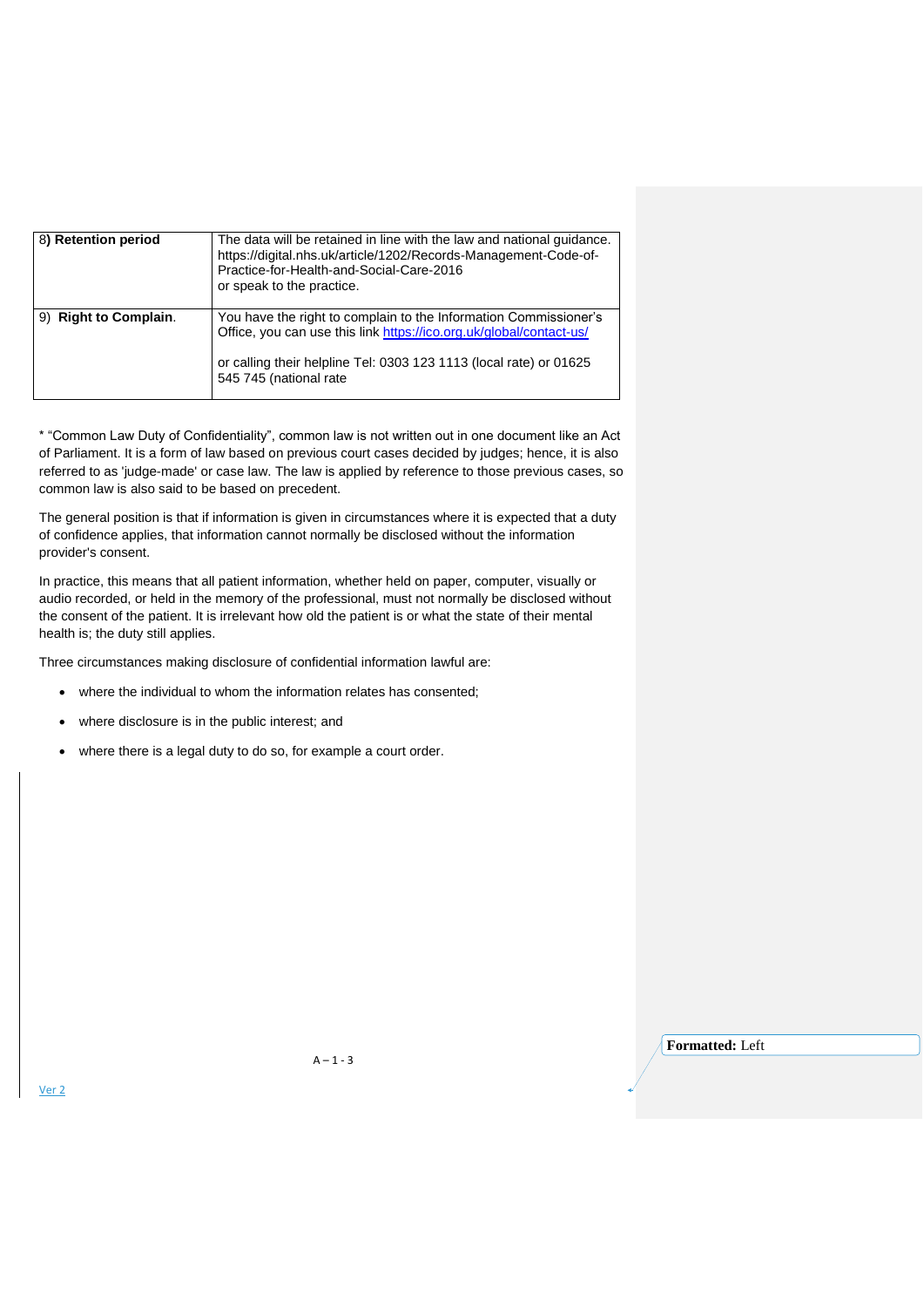| 8) **Retention period** | The data will be retained in line with the law and national guidance. https://digital.nhs.uk/article/1202/Records-Management-Code-of-Practice-for-Health-and-Social-Care-2016 or speak to the practice. |
|---|---|
| 9) **Right to Complain**. | You have the right to complain to the Information Commissioner's Office, you can use this link https://ico.org.uk/global/contact-us/ <br><br> or calling their helpline Tel: 0303 123 1113 (local rate) or 01625 545 745 (national rate |

* "Common Law Duty of Confidentiality", common law is not written out in one document like an Act of Parliament. It is a form of law based on previous court cases decided by judges; hence, it is also referred to as 'judge-made' or case law. The law is applied by reference to those previous cases, so common law is also said to be based on precedent.

The general position is that if information is given in circumstances where it is expected that a duty of confidence applies, that information cannot normally be disclosed without the information provider's consent.

In practice, this means that all patient information, whether held on paper, computer, visually or audio recorded, or held in the memory of the professional, must not normally be disclosed without the consent of the patient. It is irrelevant how old the patient is or what the state of their mental health is; the duty still applies.

Three circumstances making disclosure of confidential information lawful are:

- where the individual to whom the information relates has consented;
- where disclosure is in the public interest; and
- where there is a legal duty to do so, for example a court order.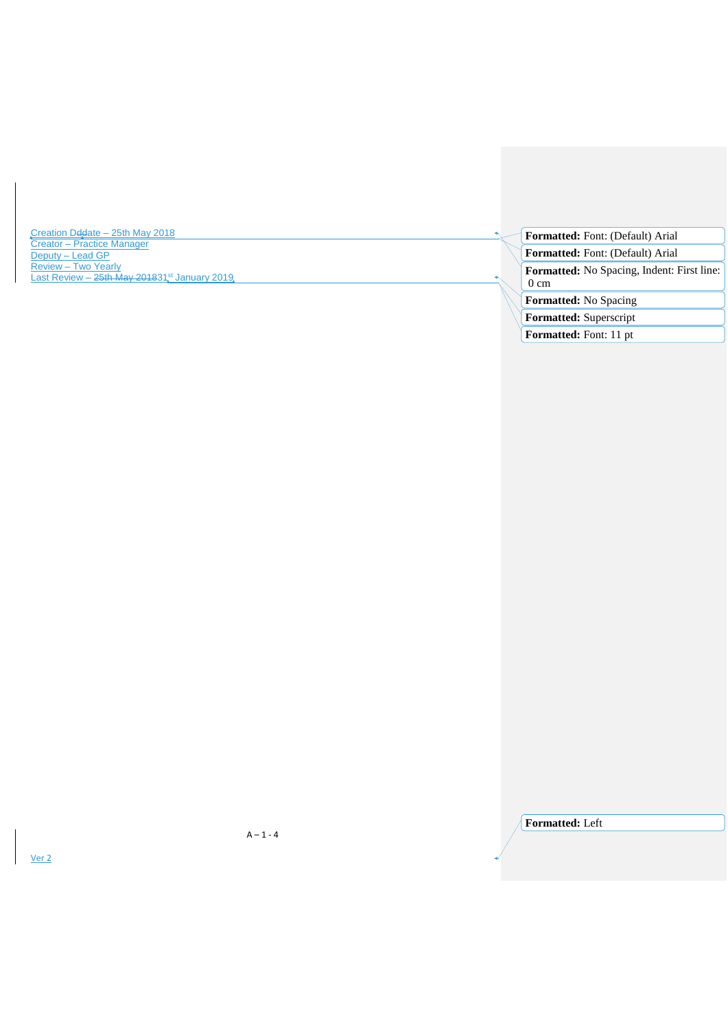Creation Date – 25th May 2018
Creator – Practice Manager
Deputy – Lead GP
Review – Two Yearly
Last Review – 31st January 2019

Formatted: Font: (Default) Arial

Formatted: Font: (Default) Arial

Formatted: No Spacing, Indent: First line: 0 cm

Formatted: No Spacing

Formatted: Superscript

Formatted: Font: 11 pt

Formatted: Left

Ver 2